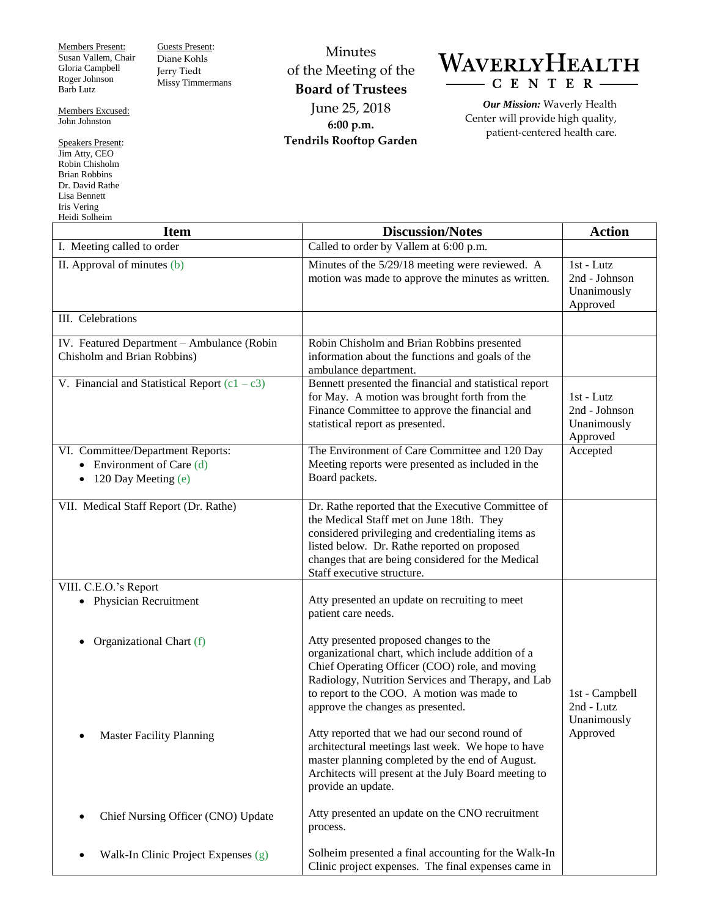Members Present:
Susan Vallem, Chair
Gloria Campbell
Roger Johnson
Barb Lutz

Members Excused:
John Johnston

Speakers Present:
Jim Atty, CEO
Robin Chisholm
Brian Robbins
Dr. David Rathe
Lisa Bennett
Iris Vering
Heidi Solheim

Guests Present:
Diane Kohls
Jerry Tiedt
Missy Timmermans

Minutes
of the Meeting of the
**Board of Trustees**
June 25, 2018
**6:00 p.m.**
**Tendrils Rooftop Garden**

**WAVERLY HEALTH CENTER**

***Our Mission:*** Waverly Health Center will provide high quality, patient-centered health care.

| Item | Discussion/Notes | Action |
|---|---|---|
| I. Meeting called to order | Called to order by Vallem at 6:00 p.m. | |
| II. Approval of minutes (b) | Minutes of the 5/29/18 meeting were reviewed. A motion was made to approve the minutes as written. | 1st - Lutz<br>2nd - Johnson<br>Unanimously Approved |
| III. Celebrations | | |
| IV. Featured Department – Ambulance (Robin Chisholm and Brian Robbins) | Robin Chisholm and Brian Robbins presented information about the functions and goals of the ambulance department. | |
| V. Financial and Statistical Report (c1 – c3) | Bennett presented the financial and statistical report for May. A motion was brought forth from the Finance Committee to approve the financial and statistical report as presented. | 1st - Lutz<br>2nd - Johnson<br>Unanimously Approved |
| VI. Committee/Department Reports:<br>• Environment of Care (d)<br>• 120 Day Meeting (e) | The Environment of Care Committee and 120 Day Meeting reports were presented as included in the Board packets. | Accepted |
| VII. Medical Staff Report (Dr. Rathe) | Dr. Rathe reported that the Executive Committee of the Medical Staff met on June 18th. They considered privileging and credentialing items as listed below. Dr. Rathe reported on proposed changes that are being considered for the Medical Staff executive structure. | |
| VIII. C.E.O.'s Report<br>• Physician Recruitment | Atty presented an update on recruiting to meet patient care needs. | |
| • Organizational Chart (f) | Atty presented proposed changes to the organizational chart, which include addition of a Chief Operating Officer (COO) role, and moving Radiology, Nutrition Services and Therapy, and Lab to report to the COO. A motion was made to approve the changes as presented. | 1st - Campbell<br>2nd - Lutz<br>Unanimously Approved |
| • Master Facility Planning | Atty reported that we had our second round of architectural meetings last week. We hope to have master planning completed by the end of August. Architects will present at the July Board meeting to provide an update. | |
| • Chief Nursing Officer (CNO) Update | Atty presented an update on the CNO recruitment process. | |
| • Walk-In Clinic Project Expenses (g) | Solheim presented a final accounting for the Walk-In Clinic project expenses. The final expenses came in | |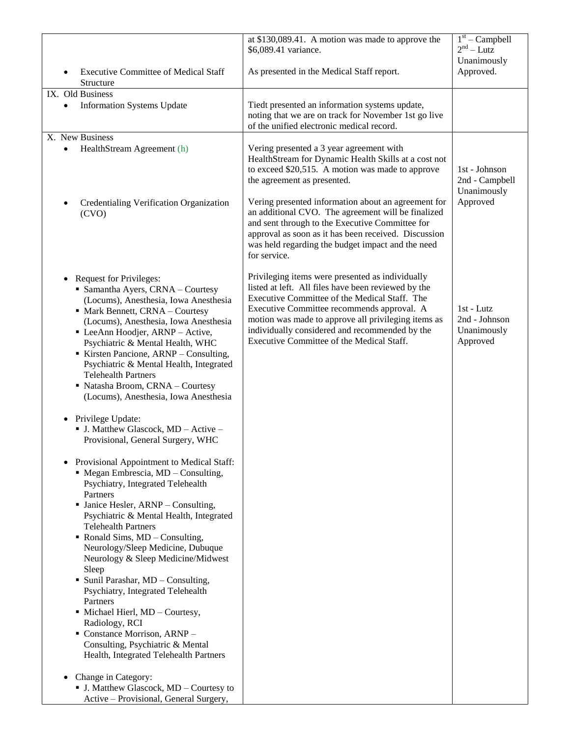| | | |
|---|---|---|
| • Executive Committee of Medical Staff Structure | at $130,089.41. A motion was made to approve the $6,089.41 variance.<br><br>As presented in the Medical Staff report. | 1st – Campbell<br>2nd – Lutz<br>Unanimously Approved. |
| IX. Old Business<br>• Information Systems Update | Tiedt presented an information systems update, noting that we are on track for November 1st go live of the unified electronic medical record. | |
| X. New Business<br>• HealthStream Agreement (h)<br><br>• Credentialing Verification Organization (CVO) | Vering presented a 3 year agreement with HealthStream for Dynamic Health Skills at a cost not to exceed $20,515. A motion was made to approve the agreement as presented.<br><br>Vering presented information about an agreement for an additional CVO. The agreement will be finalized and sent through to the Executive Committee for approval as soon as it has been received. Discussion was held regarding the budget impact and the need for service. | 1st - Johnson<br>2nd - Campbell<br>Unanimously Approved |
| • Request for Privileges:<br>▪ Samantha Ayers, CRNA – Courtesy (Locums), Anesthesia, Iowa Anesthesia<br>▪ Mark Bennett, CRNA – Courtesy (Locums), Anesthesia, Iowa Anesthesia<br>▪ LeeAnn Hoodjer, ARNP – Active, Psychiatric & Mental Health, WHC<br>▪ Kirsten Pancione, ARNP – Consulting, Psychiatric & Mental Health, Integrated Telehealth Partners<br>▪ Natasha Broom, CRNA – Courtesy (Locums), Anesthesia, Iowa Anesthesia<br><br>• Privilege Update:<br>▪ J. Matthew Glascock, MD – Active – Provisional, General Surgery, WHC<br><br>• Provisional Appointment to Medical Staff:<br>▪ Megan Embrescia, MD – Consulting, Psychiatry, Integrated Telehealth Partners<br>▪ Janice Hesler, ARNP – Consulting, Psychiatric & Mental Health, Integrated Telehealth Partners<br>▪ Ronald Sims, MD – Consulting, Neurology/Sleep Medicine, Dubuque Neurology & Sleep Medicine/Midwest Sleep<br>▪ Sunil Parashar, MD – Consulting, Psychiatry, Integrated Telehealth Partners<br>▪ Michael Hierl, MD – Courtesy, Radiology, RCI<br>▪ Constance Morrison, ARNP – Consulting, Psychiatric & Mental Health, Integrated Telehealth Partners<br><br>• Change in Category:<br>▪ J. Matthew Glascock, MD – Courtesy to Active – Provisional, General Surgery, | Privileging items were presented as individually listed at left. All files have been reviewed by the Executive Committee of the Medical Staff. The Executive Committee recommends approval. A motion was made to approve all privileging items as individually considered and recommended by the Executive Committee of the Medical Staff. | 1st - Lutz<br>2nd - Johnson<br>Unanimously Approved |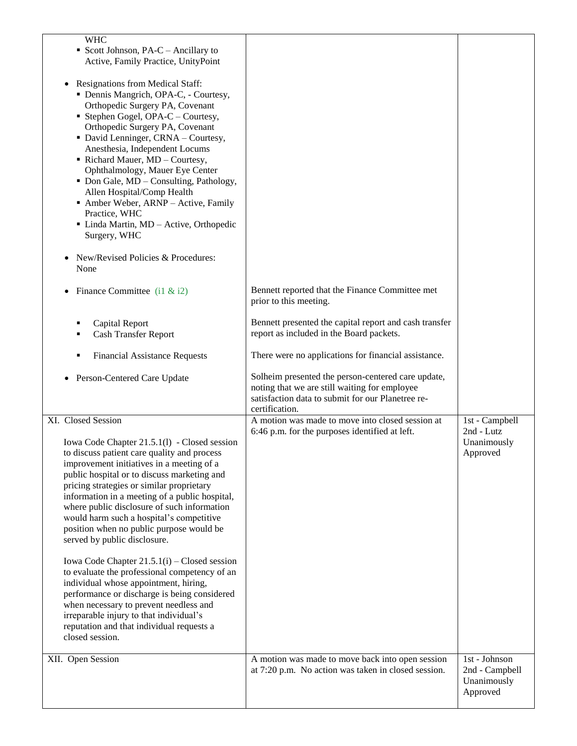| | | |
|---|---|---|
| WHC<br>▪ Scott Johnson, PA-C – Ancillary to Active, Family Practice, UnityPoint<br><br>• Resignations from Medical Staff:<br>▪ Dennis Mangrich, OPA-C, - Courtesy, Orthopedic Surgery PA, Covenant<br>▪ Stephen Gogel, OPA-C – Courtesy, Orthopedic Surgery PA, Covenant<br>▪ David Lenninger, CRNA – Courtesy, Anesthesia, Independent Locums<br>▪ Richard Mauer, MD – Courtesy, Ophthalmology, Mauer Eye Center<br>▪ Don Gale, MD – Consulting, Pathology, Allen Hospital/Comp Health<br>▪ Amber Weber, ARNP – Active, Family Practice, WHC<br>▪ Linda Martin, MD – Active, Orthopedic Surgery, WHC<br><br>• New/Revised Policies & Procedures: None<br><br>• Finance Committee (i1 & i2)<br><br>▪ Capital Report<br>▪ Cash Transfer Report<br><br>▪ Financial Assistance Requests<br><br>• Person-Centered Care Update | Bennett reported that the Finance Committee met prior to this meeting.<br><br>Bennett presented the capital report and cash transfer report as included in the Board packets.<br><br>There were no applications for financial assistance.<br><br>Solheim presented the person-centered care update, noting that we are still waiting for employee satisfaction data to submit for our Planetree re-certification. | |
| XI. Closed Session<br><br>Iowa Code Chapter 21.5.1(l) - Closed session to discuss patient care quality and process improvement initiatives in a meeting of a public hospital or to discuss marketing and pricing strategies or similar proprietary information in a meeting of a public hospital, where public disclosure of such information would harm such a hospital's competitive position when no public purpose would be served by public disclosure.<br><br>Iowa Code Chapter 21.5.1(i) – Closed session to evaluate the professional competency of an individual whose appointment, hiring, performance or discharge is being considered when necessary to prevent needless and irreparable injury to that individual's reputation and that individual requests a closed session. | A motion was made to move into closed session at 6:46 p.m. for the purposes identified at left. | 1st - Campbell<br>2nd - Lutz<br>Unanimously Approved |
| XII. Open Session | A motion was made to move back into open session at 7:20 p.m. No action was taken in closed session. | 1st - Johnson<br>2nd - Campbell<br>Unanimously Approved |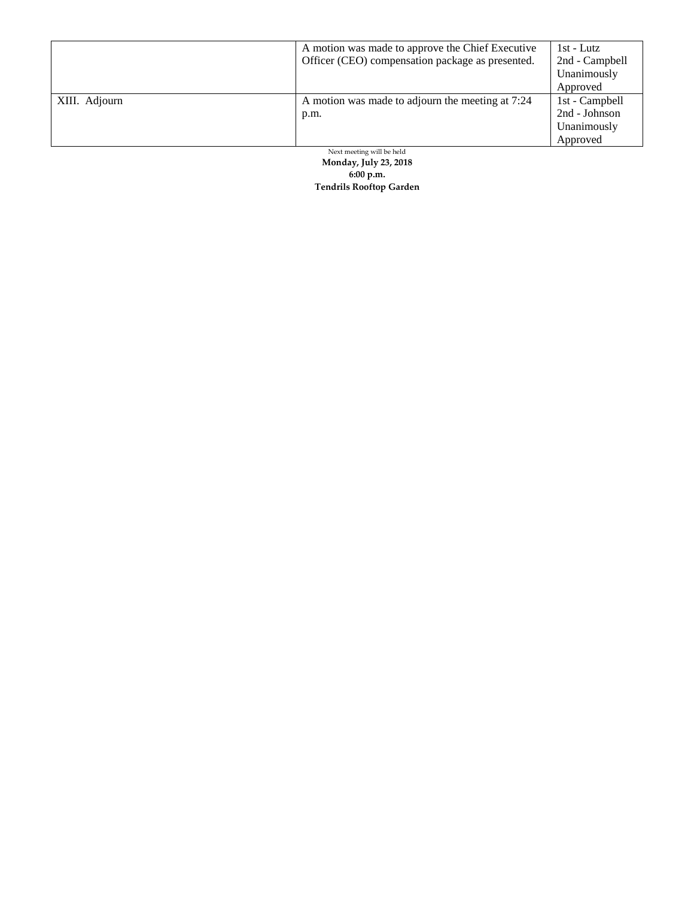| | | |
|---|---|---|
| | A motion was made to approve the Chief Executive Officer (CEO) compensation package as presented. | 1st - Lutz<br>2nd - Campbell<br>Unanimously Approved |
| XIII. Adjourn | A motion was made to adjourn the meeting at 7:24 p.m. | 1st - Campbell<br>2nd - Johnson<br>Unanimously Approved |

Next meeting will be held

**Monday, July 23, 2018**

**6:00 p.m.**

**Tendrils Rooftop Garden**